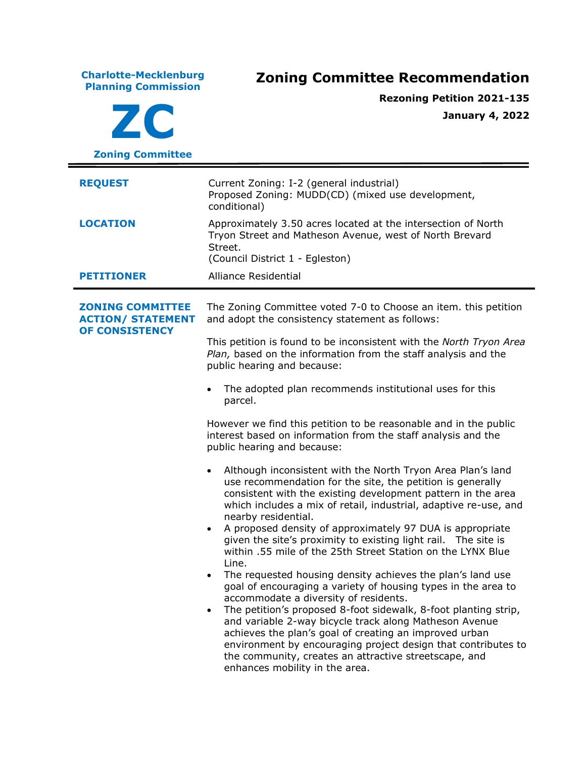**Charlotte-Mecklenburg Planning Commission**

**ZC**

**Zoning Committee**

# Zoning Committee Recommendation

**Rezoning Petition 2021-135**

**January 4, 2022**

| | |
|---|---|
| **REQUEST** | Current Zoning: I-2 (general industrial)<br>Proposed Zoning: MUDD(CD) (mixed use development, conditional) |
| **LOCATION** | Approximately 3.50 acres located at the intersection of North Tryon Street and Matheson Avenue, west of North Brevard Street.<br>(Council District 1 - Egleston) |
| **PETITIONER** | Alliance Residential |

**ZONING COMMITTEE ACTION/ STATEMENT OF CONSISTENCY**

The Zoning Committee voted 7-0 to Choose an item. this petition and adopt the consistency statement as follows:

This petition is found to be inconsistent with the *North Tryon Area Plan,* based on the information from the staff analysis and the public hearing and because:

- The adopted plan recommends institutional uses for this parcel.

However we find this petition to be reasonable and in the public interest based on information from the staff analysis and the public hearing and because:

- Although inconsistent with the North Tryon Area Plan's land use recommendation for the site, the petition is generally consistent with the existing development pattern in the area which includes a mix of retail, industrial, adaptive re-use, and nearby residential.
- A proposed density of approximately 97 DUA is appropriate given the site's proximity to existing light rail. The site is within .55 mile of the 25th Street Station on the LYNX Blue Line.
- The requested housing density achieves the plan's land use goal of encouraging a variety of housing types in the area to accommodate a diversity of residents.
- The petition's proposed 8-foot sidewalk, 8-foot planting strip, and variable 2-way bicycle track along Matheson Avenue achieves the plan's goal of creating an improved urban environment by encouraging project design that contributes to the community, creates an attractive streetscape, and enhances mobility in the area.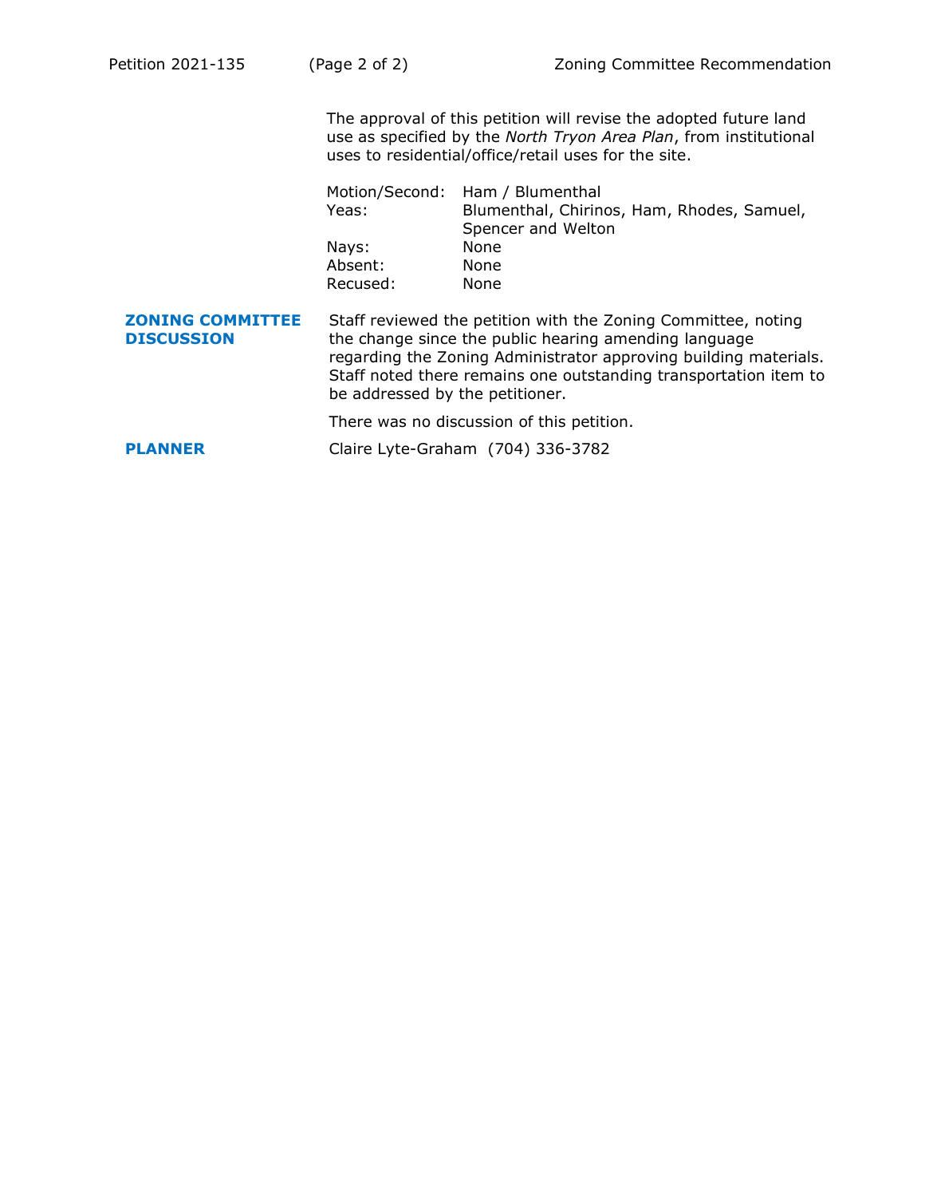The approval of this petition will revise the adopted future land use as specified by the *North Tryon Area Plan*, from institutional uses to residential/office/retail uses for the site.

| | |
|---|---|
| Motion/Second: | Ham / Blumenthal |
| Yeas: | Blumenthal, Chirinos, Ham, Rhodes, Samuel, Spencer and Welton |
| Nays: | None |
| Absent: | None |
| Recused: | None |

**ZONING COMMITTEE DISCUSSION**

Staff reviewed the petition with the Zoning Committee, noting the change since the public hearing amending language regarding the Zoning Administrator approving building materials. Staff noted there remains one outstanding transportation item to be addressed by the petitioner.

There was no discussion of this petition.

**PLANNER**

Claire Lyte-Graham (704) 336-3782